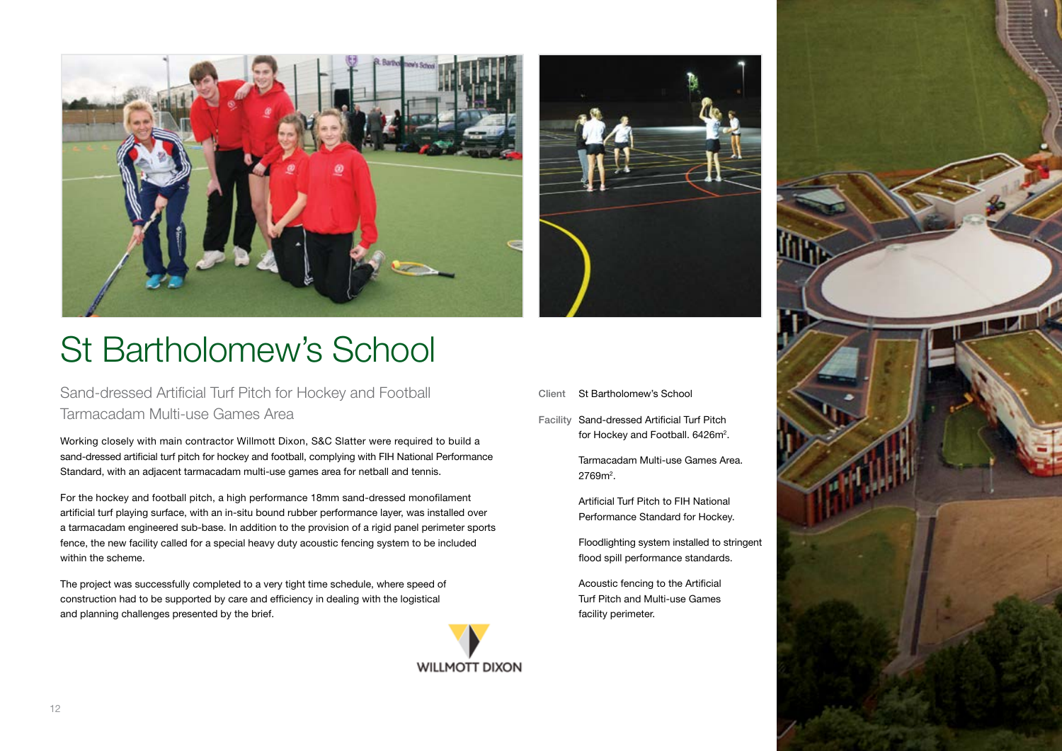# St Bartholomew's School

## Sand-dressed Artificial Turf Pitch for Hockey and Football
## Tarmacadam Multi-use Games Area

Working closely with main contractor Willmott Dixon, S&C Slatter were required to build a sand-dressed artificial turf pitch for hockey and football, complying with FIH National Performance Standard, with an adjacent tarmacadam multi-use games area for netball and tennis.

For the hockey and football pitch, a high performance 18mm sand-dressed monofilament artificial turf playing surface, with an in-situ bound rubber performance layer, was installed over a tarmacadam engineered sub-base. In addition to the provision of a rigid panel perimeter sports fence, the new facility called for a special heavy duty acoustic fencing system to be included within the scheme.

The project was successfully completed to a very tight time schedule, where speed of construction had to be supported by care and efficiency in dealing with the logistical and planning challenges presented by the brief.

WILLMOTT DIXON

**Client** St Bartholomew's School

**Facility** Sand-dressed Artificial Turf Pitch for Hockey and Football. 6426m$^2$.

Tarmacadam Multi-use Games Area. 2769m$^2$.

Artificial Turf Pitch to FIH National Performance Standard for Hockey.

Floodlighting system installed to stringent flood spill performance standards.

Acoustic fencing to the Artificial Turf Pitch and Multi-use Games facility perimeter.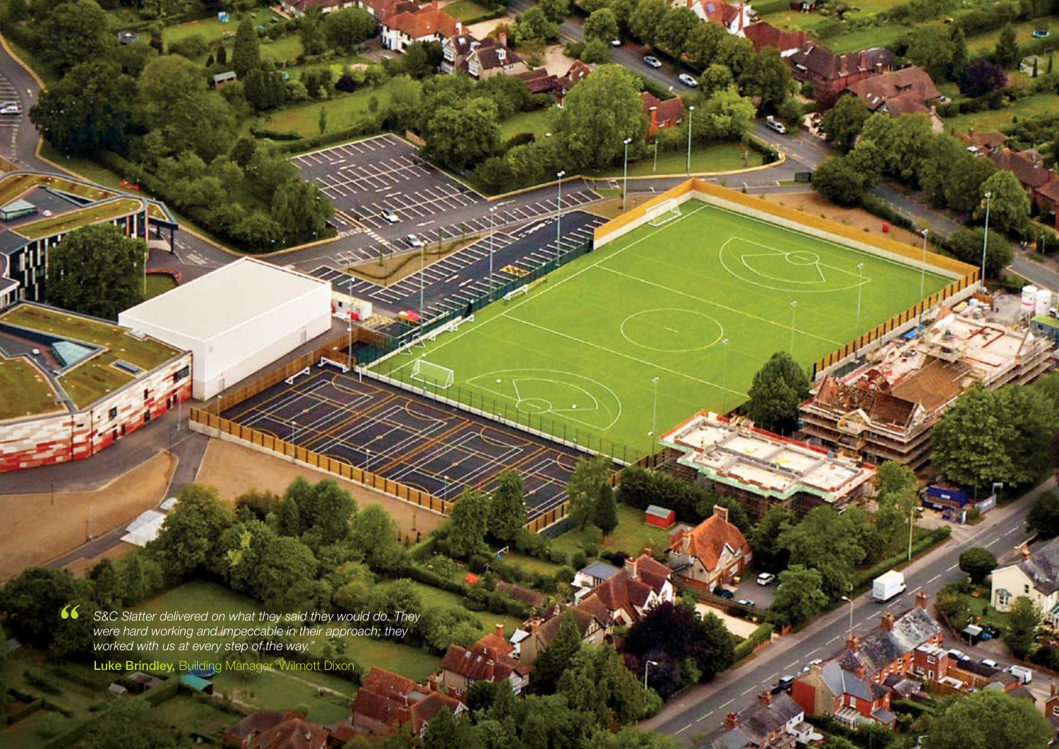> *S&C Slatter delivered on what they said they would do. They were hard working and impeccable in their approach; they worked with us at every step of the way."*
>
> **Luke Brindley,** Building Manager, Wilmott Dixon